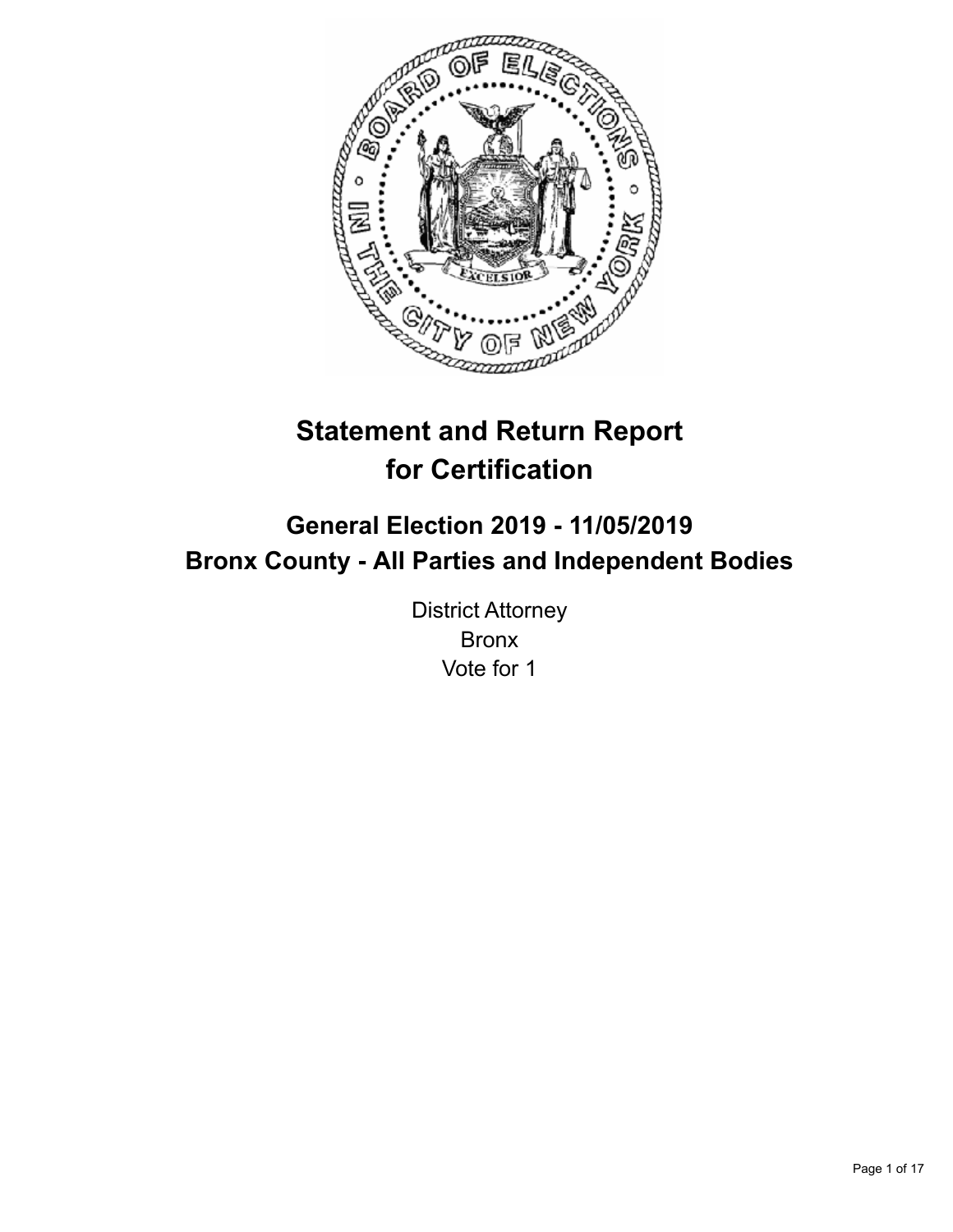# Statement and Return Report for Certification

## General Election 2019 - 11/05/2019
## Bronx County - All Parties and Independent Bodies

District Attorney
Bronx
Vote for 1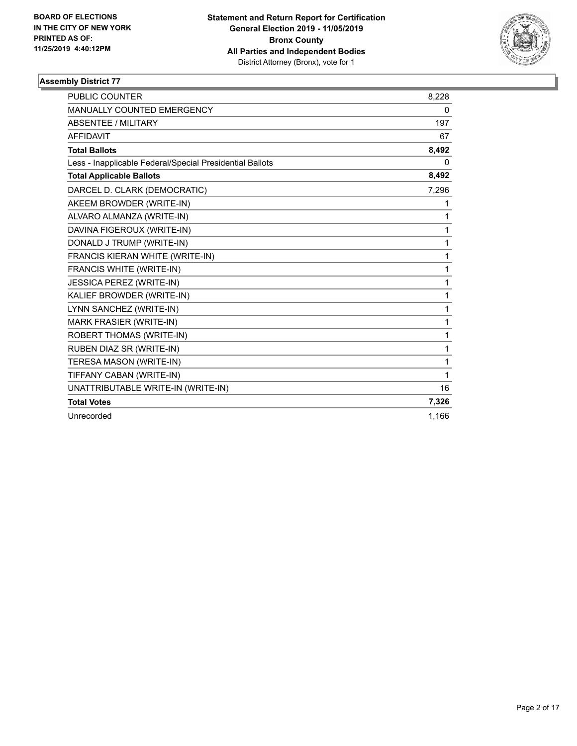BOARD OF ELECTIONS
IN THE CITY OF NEW YORK
PRINTED AS OF:
11/25/2019 4:40:12PM

**Statement and Return Report for Certification**
**General Election 2019 - 11/05/2019**
**Bronx County**
**All Parties and Independent Bodies**
District Attorney (Bronx), vote for 1

### Assembly District 77

| | |
|---|---|
| PUBLIC COUNTER | 8,228 |
| MANUALLY COUNTED EMERGENCY | 0 |
| ABSENTEE / MILITARY | 197 |
| AFFIDAVIT | 67 |
| **Total Ballots** | **8,492** |
| Less - Inapplicable Federal/Special Presidential Ballots | 0 |
| **Total Applicable Ballots** | **8,492** |
| DARCEL D. CLARK (DEMOCRATIC) | 7,296 |
| AKEEM BROWDER (WRITE-IN) | 1 |
| ALVARO ALMANZA (WRITE-IN) | 1 |
| DAVINA FIGEROUX (WRITE-IN) | 1 |
| DONALD J TRUMP (WRITE-IN) | 1 |
| FRANCIS KIERAN WHITE (WRITE-IN) | 1 |
| FRANCIS WHITE (WRITE-IN) | 1 |
| JESSICA PEREZ (WRITE-IN) | 1 |
| KALIEF BROWDER (WRITE-IN) | 1 |
| LYNN SANCHEZ (WRITE-IN) | 1 |
| MARK FRASIER (WRITE-IN) | 1 |
| ROBERT THOMAS (WRITE-IN) | 1 |
| RUBEN DIAZ SR (WRITE-IN) | 1 |
| TERESA MASON (WRITE-IN) | 1 |
| TIFFANY CABAN (WRITE-IN) | 1 |
| UNATTRIBUTABLE WRITE-IN (WRITE-IN) | 16 |
| **Total Votes** | **7,326** |
| Unrecorded | 1,166 |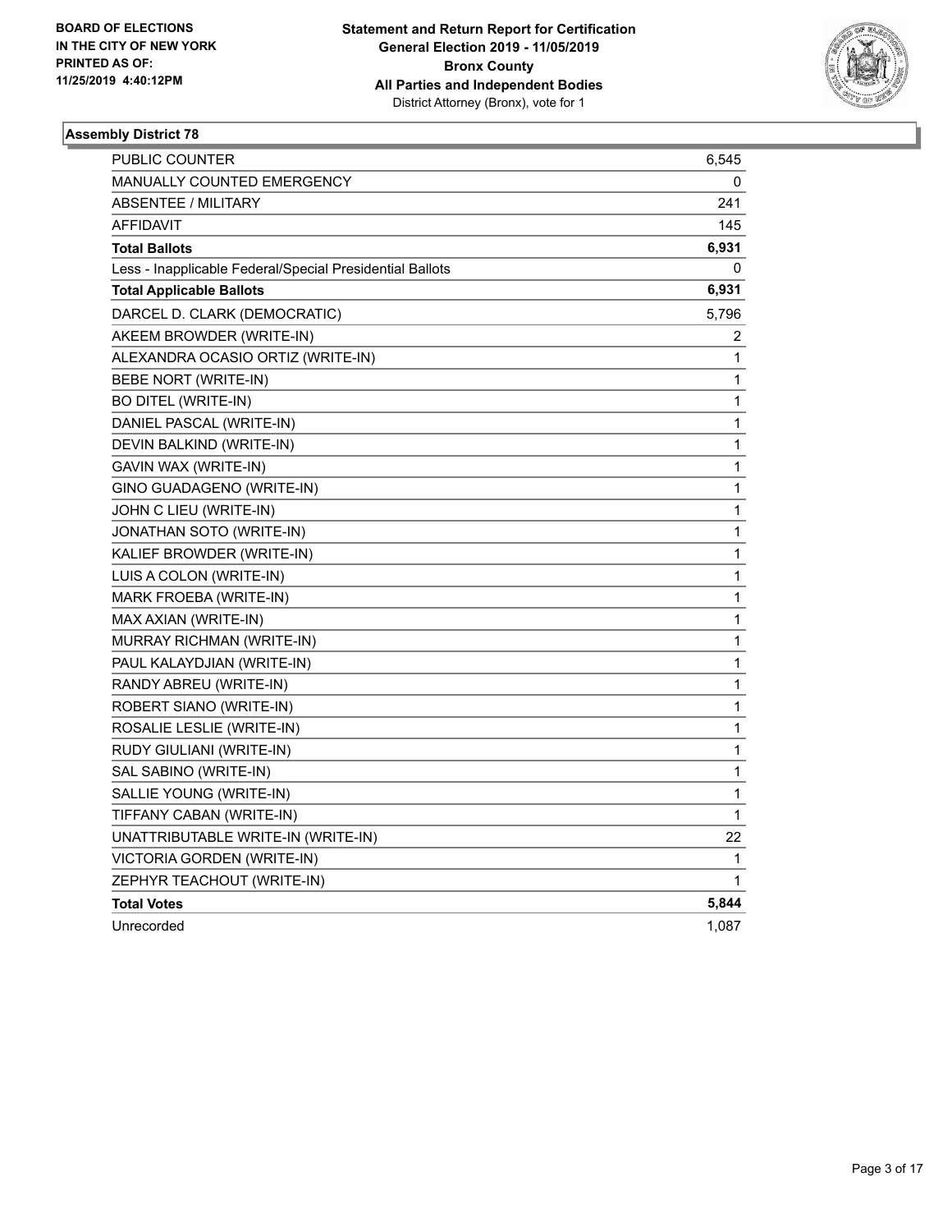BOARD OF ELECTIONS
IN THE CITY OF NEW YORK
PRINTED AS OF:
11/25/2019 4:40:12PM

**Statement and Return Report for Certification**
**General Election 2019 - 11/05/2019**
**Bronx County**
**All Parties and Independent Bodies**
District Attorney (Bronx), vote for 1

### Assembly District 78

| | |
|---|---|
| PUBLIC COUNTER | 6,545 |
| MANUALLY COUNTED EMERGENCY | 0 |
| ABSENTEE / MILITARY | 241 |
| AFFIDAVIT | 145 |
| **Total Ballots** | **6,931** |
| Less - Inapplicable Federal/Special Presidential Ballots | 0 |
| **Total Applicable Ballots** | **6,931** |
| DARCEL D. CLARK (DEMOCRATIC) | 5,796 |
| AKEEM BROWDER (WRITE-IN) | 2 |
| ALEXANDRA OCASIO ORTIZ (WRITE-IN) | 1 |
| BEBE NORT (WRITE-IN) | 1 |
| BO DITEL (WRITE-IN) | 1 |
| DANIEL PASCAL (WRITE-IN) | 1 |
| DEVIN BALKIND (WRITE-IN) | 1 |
| GAVIN WAX (WRITE-IN) | 1 |
| GINO GUADAGENO (WRITE-IN) | 1 |
| JOHN C LIEU (WRITE-IN) | 1 |
| JONATHAN SOTO (WRITE-IN) | 1 |
| KALIEF BROWDER (WRITE-IN) | 1 |
| LUIS A COLON (WRITE-IN) | 1 |
| MARK FROEBA (WRITE-IN) | 1 |
| MAX AXIAN (WRITE-IN) | 1 |
| MURRAY RICHMAN (WRITE-IN) | 1 |
| PAUL KALAYDJIAN (WRITE-IN) | 1 |
| RANDY ABREU (WRITE-IN) | 1 |
| ROBERT SIANO (WRITE-IN) | 1 |
| ROSALIE LESLIE (WRITE-IN) | 1 |
| RUDY GIULIANI (WRITE-IN) | 1 |
| SAL SABINO (WRITE-IN) | 1 |
| SALLIE YOUNG (WRITE-IN) | 1 |
| TIFFANY CABAN (WRITE-IN) | 1 |
| UNATTRIBUTABLE WRITE-IN (WRITE-IN) | 22 |
| VICTORIA GORDEN (WRITE-IN) | 1 |
| ZEPHYR TEACHOUT (WRITE-IN) | 1 |
| **Total Votes** | **5,844** |
| Unrecorded | 1,087 |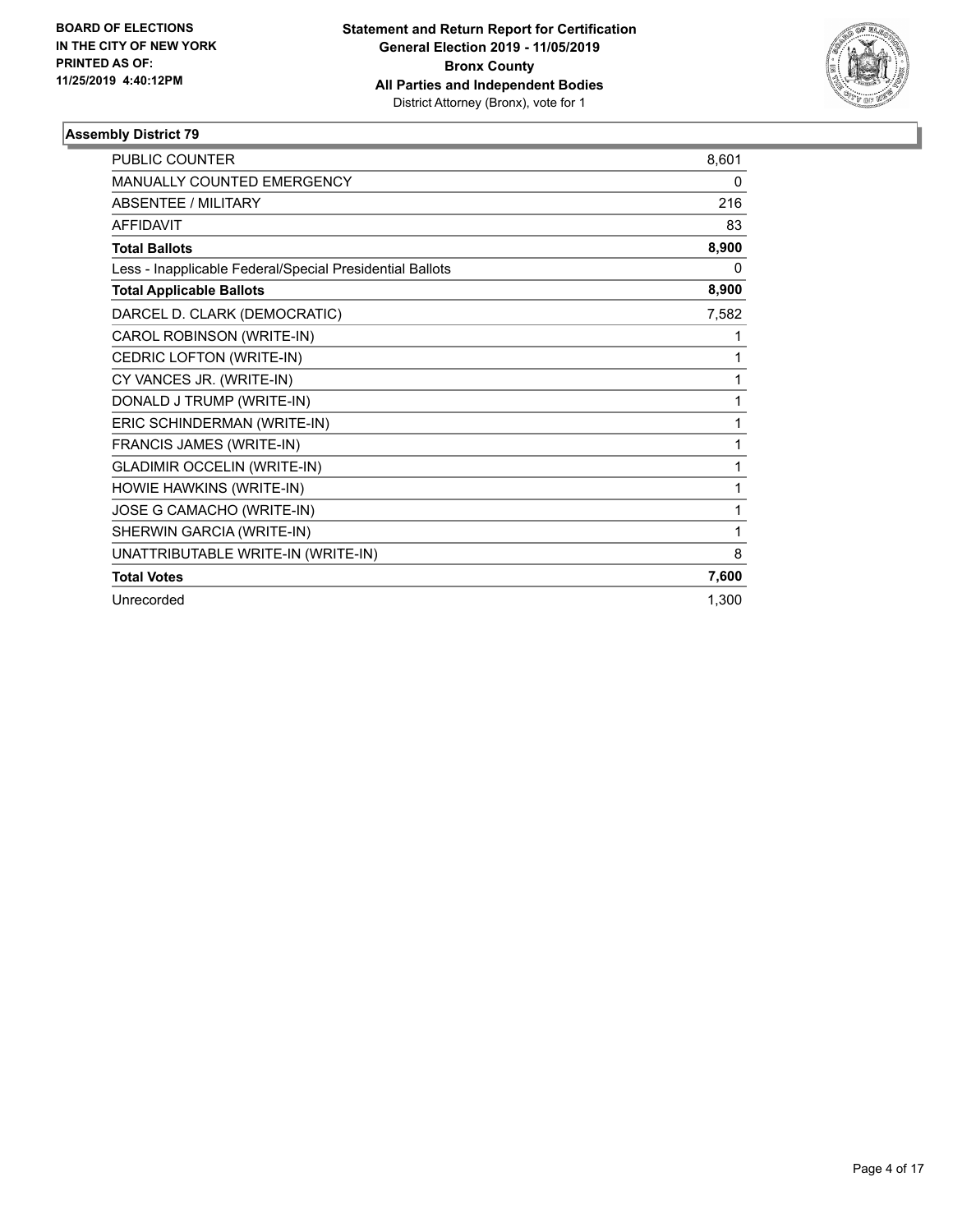**BOARD OF ELECTIONS IN THE CITY OF NEW YORK PRINTED AS OF: 11/25/2019 4:40:12PM**

**Statement and Return Report for Certification General Election 2019 - 11/05/2019 Bronx County All Parties and Independent Bodies**
District Attorney (Bronx), vote for 1

### Assembly District 79

| | |
|---|---|
| PUBLIC COUNTER | 8,601 |
| MANUALLY COUNTED EMERGENCY | 0 |
| ABSENTEE / MILITARY | 216 |
| AFFIDAVIT | 83 |
| **Total Ballots** | **8,900** |
| Less - Inapplicable Federal/Special Presidential Ballots | 0 |
| **Total Applicable Ballots** | **8,900** |
| DARCEL D. CLARK (DEMOCRATIC) | 7,582 |
| CAROL ROBINSON (WRITE-IN) | 1 |
| CEDRIC LOFTON (WRITE-IN) | 1 |
| CY VANCES JR. (WRITE-IN) | 1 |
| DONALD J TRUMP (WRITE-IN) | 1 |
| ERIC SCHINDERMAN (WRITE-IN) | 1 |
| FRANCIS JAMES (WRITE-IN) | 1 |
| GLADIMIR OCCELIN (WRITE-IN) | 1 |
| HOWIE HAWKINS (WRITE-IN) | 1 |
| JOSE G CAMACHO (WRITE-IN) | 1 |
| SHERWIN GARCIA (WRITE-IN) | 1 |
| UNATTRIBUTABLE WRITE-IN (WRITE-IN) | 8 |
| **Total Votes** | **7,600** |
| Unrecorded | 1,300 |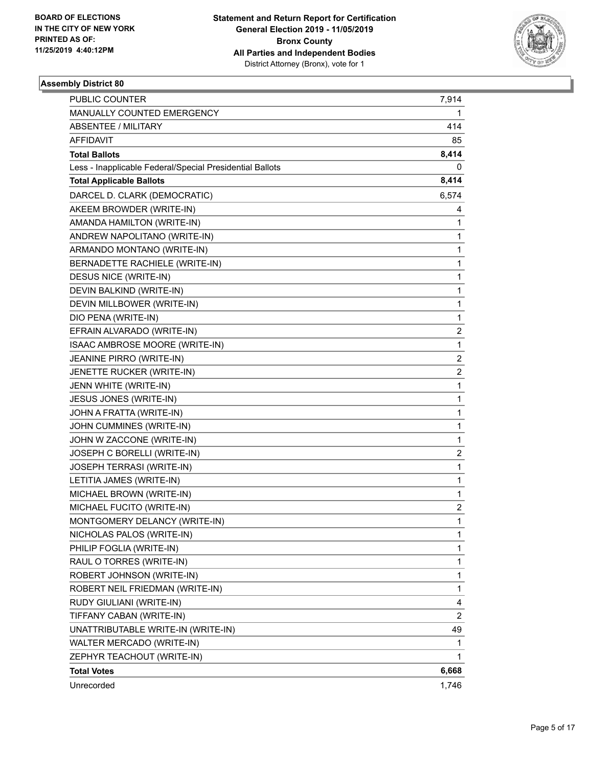**BOARD OF ELECTIONS IN THE CITY OF NEW YORK PRINTED AS OF: 11/25/2019 4:40:12PM**

**Statement and Return Report for Certification General Election 2019 - 11/05/2019 Bronx County All Parties and Independent Bodies**
District Attorney (Bronx), vote for 1

### Assembly District 80

| | |
|---|---|
| PUBLIC COUNTER | 7,914 |
| MANUALLY COUNTED EMERGENCY | 1 |
| ABSENTEE / MILITARY | 414 |
| AFFIDAVIT | 85 |
| **Total Ballots** | **8,414** |
| Less - Inapplicable Federal/Special Presidential Ballots | 0 |
| **Total Applicable Ballots** | **8,414** |
| DARCEL D. CLARK (DEMOCRATIC) | 6,574 |
| AKEEM BROWDER (WRITE-IN) | 4 |
| AMANDA HAMILTON (WRITE-IN) | 1 |
| ANDREW NAPOLITANO (WRITE-IN) | 1 |
| ARMANDO MONTANO (WRITE-IN) | 1 |
| BERNADETTE RACHIELE (WRITE-IN) | 1 |
| DESUS NICE (WRITE-IN) | 1 |
| DEVIN BALKIND (WRITE-IN) | 1 |
| DEVIN MILLBOWER (WRITE-IN) | 1 |
| DIO PENA (WRITE-IN) | 1 |
| EFRAIN ALVARADO (WRITE-IN) | 2 |
| ISAAC AMBROSE MOORE (WRITE-IN) | 1 |
| JEANINE PIRRO (WRITE-IN) | 2 |
| JENETTE RUCKER (WRITE-IN) | 2 |
| JENN WHITE (WRITE-IN) | 1 |
| JESUS JONES (WRITE-IN) | 1 |
| JOHN A FRATTA (WRITE-IN) | 1 |
| JOHN CUMMINES (WRITE-IN) | 1 |
| JOHN W ZACCONE (WRITE-IN) | 1 |
| JOSEPH C BORELLI (WRITE-IN) | 2 |
| JOSEPH TERRASI (WRITE-IN) | 1 |
| LETITIA JAMES (WRITE-IN) | 1 |
| MICHAEL BROWN (WRITE-IN) | 1 |
| MICHAEL FUCITO (WRITE-IN) | 2 |
| MONTGOMERY DELANCY (WRITE-IN) | 1 |
| NICHOLAS PALOS (WRITE-IN) | 1 |
| PHILIP FOGLIA (WRITE-IN) | 1 |
| RAUL O TORRES (WRITE-IN) | 1 |
| ROBERT JOHNSON (WRITE-IN) | 1 |
| ROBERT NEIL FRIEDMAN (WRITE-IN) | 1 |
| RUDY GIULIANI (WRITE-IN) | 4 |
| TIFFANY CABAN (WRITE-IN) | 2 |
| UNATTRIBUTABLE WRITE-IN (WRITE-IN) | 49 |
| WALTER MERCADO (WRITE-IN) | 1 |
| ZEPHYR TEACHOUT (WRITE-IN) | 1 |
| **Total Votes** | **6,668** |
| Unrecorded | 1,746 |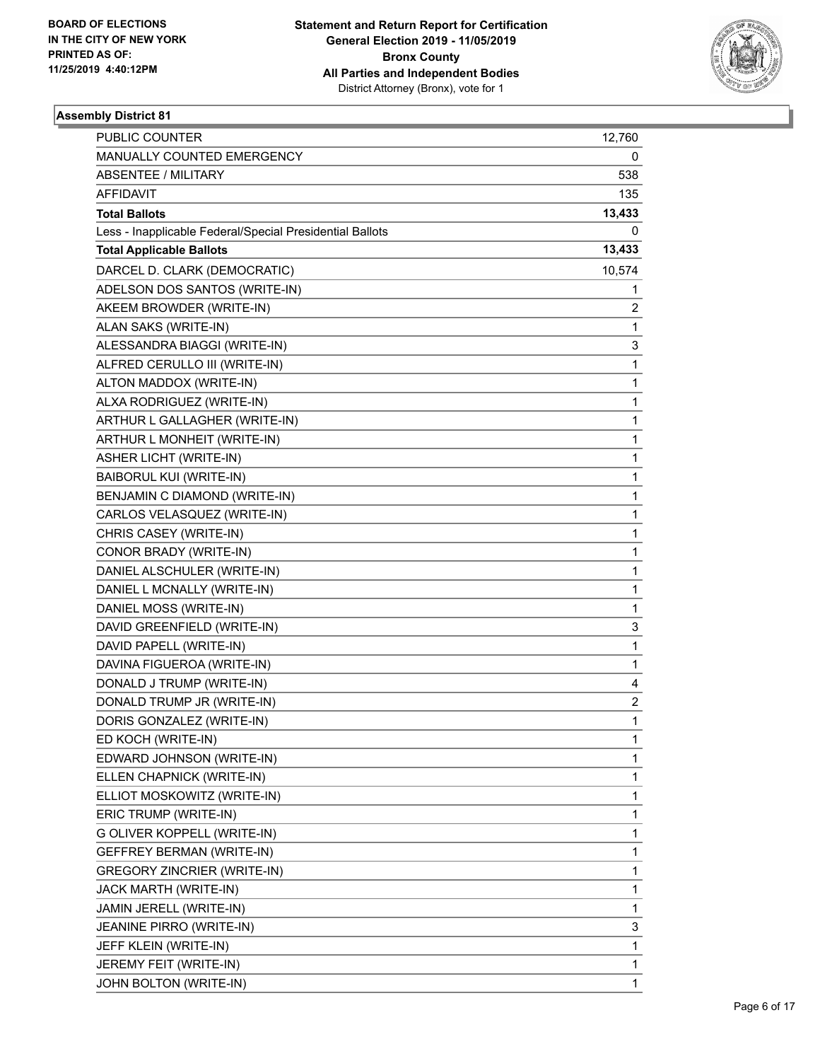BOARD OF ELECTIONS
IN THE CITY OF NEW YORK
PRINTED AS OF:
11/25/2019 4:40:12PM

**Statement and Return Report for Certification**
**General Election 2019 - 11/05/2019**
**Bronx County**
**All Parties and Independent Bodies**
District Attorney (Bronx), vote for 1

### Assembly District 81

| | |
|---|---|
| PUBLIC COUNTER | 12,760 |
| MANUALLY COUNTED EMERGENCY | 0 |
| ABSENTEE / MILITARY | 538 |
| AFFIDAVIT | 135 |
| **Total Ballots** | **13,433** |
| Less - Inapplicable Federal/Special Presidential Ballots | 0 |
| **Total Applicable Ballots** | **13,433** |
| DARCEL D. CLARK (DEMOCRATIC) | 10,574 |
| ADELSON DOS SANTOS (WRITE-IN) | 1 |
| AKEEM BROWDER (WRITE-IN) | 2 |
| ALAN SAKS (WRITE-IN) | 1 |
| ALESSANDRA BIAGGI (WRITE-IN) | 3 |
| ALFRED CERULLO III (WRITE-IN) | 1 |
| ALTON MADDOX (WRITE-IN) | 1 |
| ALXA RODRIGUEZ (WRITE-IN) | 1 |
| ARTHUR L GALLAGHER (WRITE-IN) | 1 |
| ARTHUR L MONHEIT (WRITE-IN) | 1 |
| ASHER LICHT (WRITE-IN) | 1 |
| BAIBORUL KUI (WRITE-IN) | 1 |
| BENJAMIN C DIAMOND (WRITE-IN) | 1 |
| CARLOS VELASQUEZ (WRITE-IN) | 1 |
| CHRIS CASEY (WRITE-IN) | 1 |
| CONOR BRADY (WRITE-IN) | 1 |
| DANIEL ALSCHULER (WRITE-IN) | 1 |
| DANIEL L MCNALLY (WRITE-IN) | 1 |
| DANIEL MOSS (WRITE-IN) | 1 |
| DAVID GREENFIELD (WRITE-IN) | 3 |
| DAVID PAPELL (WRITE-IN) | 1 |
| DAVINA FIGUEROA (WRITE-IN) | 1 |
| DONALD J TRUMP (WRITE-IN) | 4 |
| DONALD TRUMP JR (WRITE-IN) | 2 |
| DORIS GONZALEZ (WRITE-IN) | 1 |
| ED KOCH (WRITE-IN) | 1 |
| EDWARD JOHNSON (WRITE-IN) | 1 |
| ELLEN CHAPNICK (WRITE-IN) | 1 |
| ELLIOT MOSKOWITZ (WRITE-IN) | 1 |
| ERIC TRUMP (WRITE-IN) | 1 |
| G OLIVER KOPPELL (WRITE-IN) | 1 |
| GEFFREY BERMAN (WRITE-IN) | 1 |
| GREGORY ZINCRIER (WRITE-IN) | 1 |
| JACK MARTH (WRITE-IN) | 1 |
| JAMIN JERELL (WRITE-IN) | 1 |
| JEANINE PIRRO (WRITE-IN) | 3 |
| JEFF KLEIN (WRITE-IN) | 1 |
| JEREMY FEIT (WRITE-IN) | 1 |
| JOHN BOLTON (WRITE-IN) | 1 |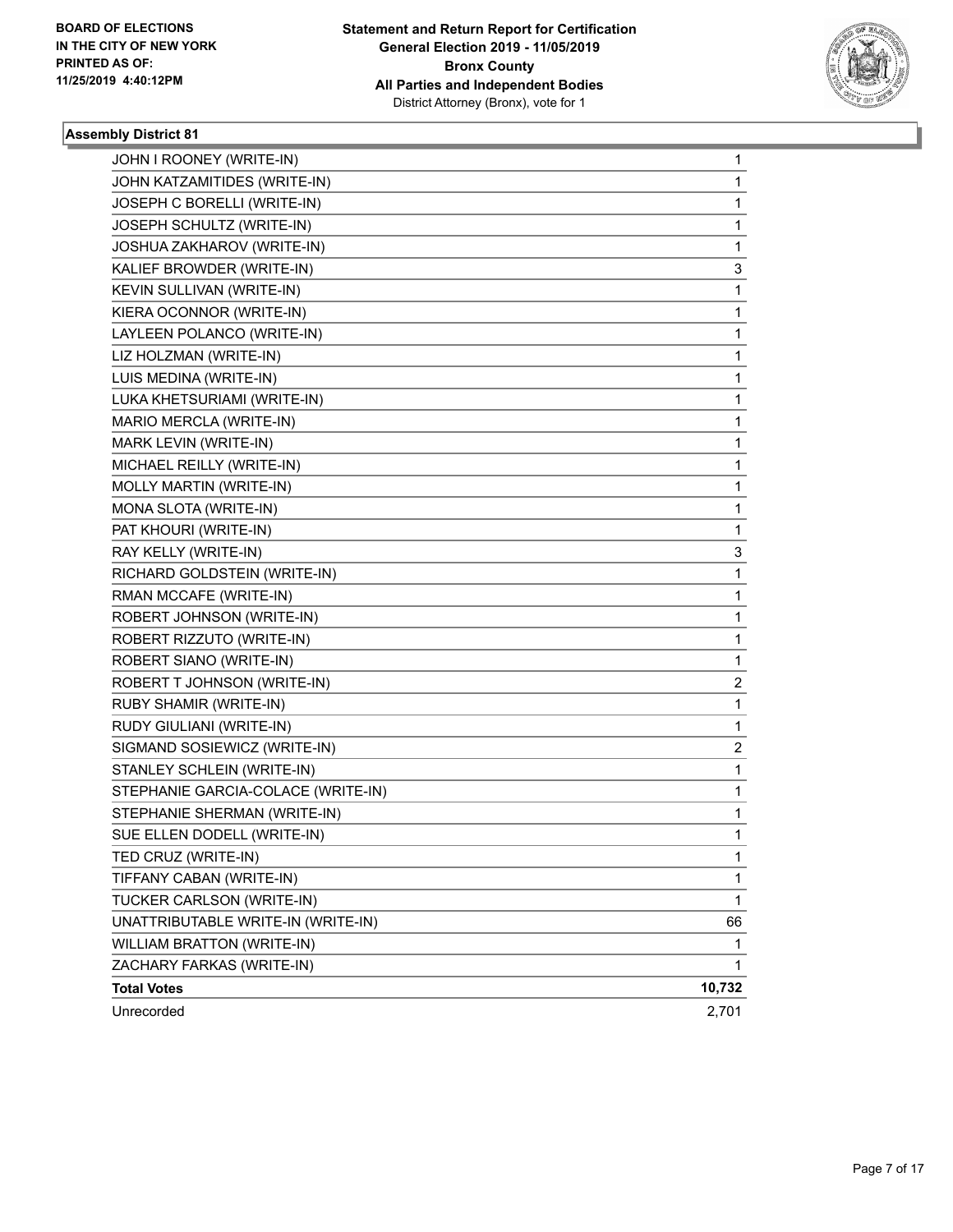**BOARD OF ELECTIONS IN THE CITY OF NEW YORK PRINTED AS OF: 11/25/2019 4:40:12PM**

**Statement and Return Report for Certification General Election 2019 - 11/05/2019 Bronx County All Parties and Independent Bodies**
District Attorney (Bronx), vote for 1

### Assembly District 81

| | |
|---|---|
| JOHN I ROONEY (WRITE-IN) | 1 |
| JOHN KATZAMITIDES (WRITE-IN) | 1 |
| JOSEPH C BORELLI (WRITE-IN) | 1 |
| JOSEPH SCHULTZ (WRITE-IN) | 1 |
| JOSHUA ZAKHAROV (WRITE-IN) | 1 |
| KALIEF BROWDER (WRITE-IN) | 3 |
| KEVIN SULLIVAN (WRITE-IN) | 1 |
| KIERA OCONNOR (WRITE-IN) | 1 |
| LAYLEEN POLANCO (WRITE-IN) | 1 |
| LIZ HOLZMAN (WRITE-IN) | 1 |
| LUIS MEDINA (WRITE-IN) | 1 |
| LUKA KHETSURIAMI (WRITE-IN) | 1 |
| MARIO MERCLA (WRITE-IN) | 1 |
| MARK LEVIN (WRITE-IN) | 1 |
| MICHAEL REILLY (WRITE-IN) | 1 |
| MOLLY MARTIN (WRITE-IN) | 1 |
| MONA SLOTA (WRITE-IN) | 1 |
| PAT KHOURI (WRITE-IN) | 1 |
| RAY KELLY (WRITE-IN) | 3 |
| RICHARD GOLDSTEIN (WRITE-IN) | 1 |
| RMAN MCCAFE (WRITE-IN) | 1 |
| ROBERT JOHNSON (WRITE-IN) | 1 |
| ROBERT RIZZUTO (WRITE-IN) | 1 |
| ROBERT SIANO (WRITE-IN) | 1 |
| ROBERT T JOHNSON (WRITE-IN) | 2 |
| RUBY SHAMIR (WRITE-IN) | 1 |
| RUDY GIULIANI (WRITE-IN) | 1 |
| SIGMAND SOSIEWICZ (WRITE-IN) | 2 |
| STANLEY SCHLEIN (WRITE-IN) | 1 |
| STEPHANIE GARCIA-COLACE (WRITE-IN) | 1 |
| STEPHANIE SHERMAN (WRITE-IN) | 1 |
| SUE ELLEN DODELL (WRITE-IN) | 1 |
| TED CRUZ (WRITE-IN) | 1 |
| TIFFANY CABAN (WRITE-IN) | 1 |
| TUCKER CARLSON (WRITE-IN) | 1 |
| UNATTRIBUTABLE WRITE-IN (WRITE-IN) | 66 |
| WILLIAM BRATTON (WRITE-IN) | 1 |
| ZACHARY FARKAS (WRITE-IN) | 1 |
| **Total Votes** | **10,732** |
| Unrecorded | 2,701 |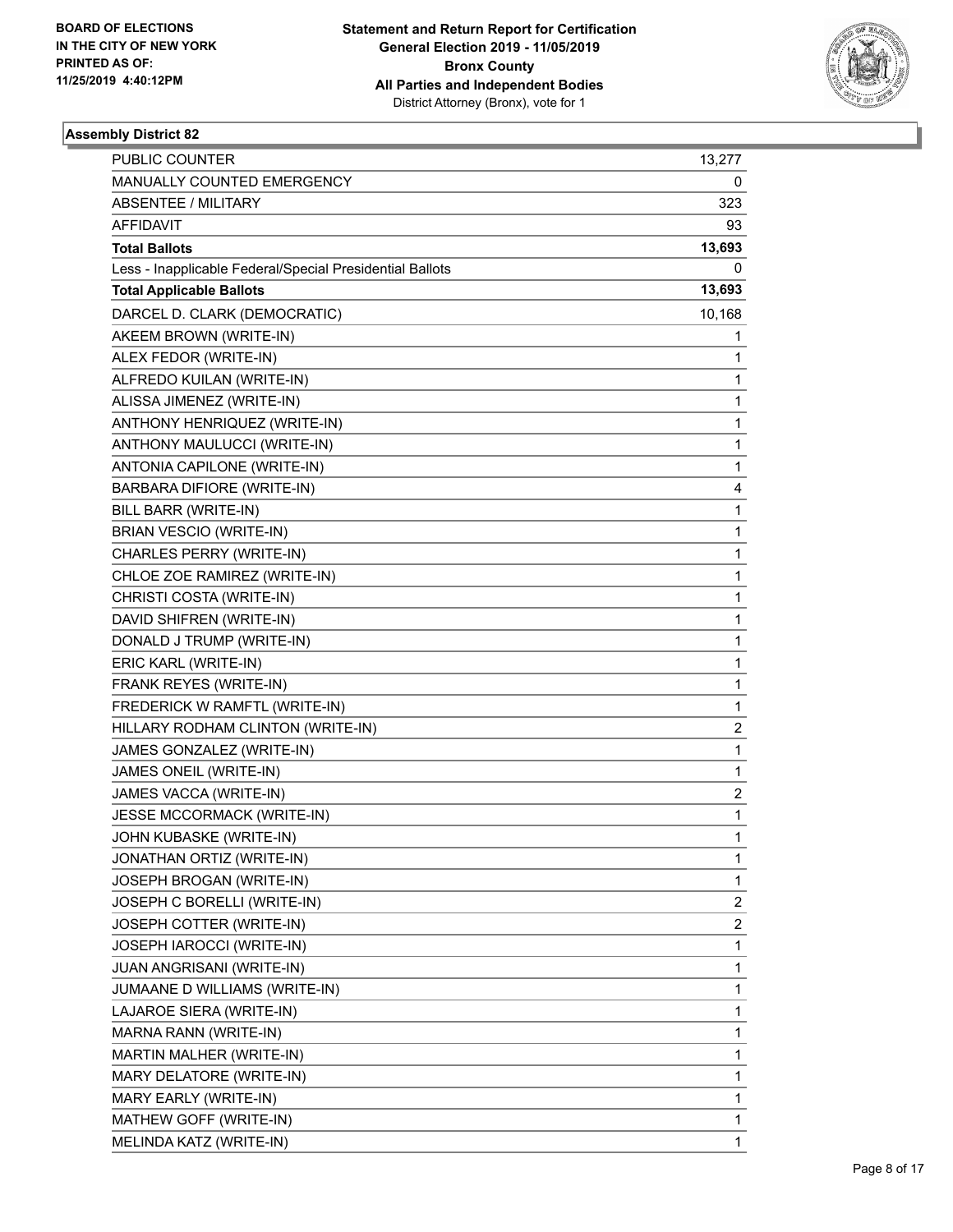**BOARD OF ELECTIONS IN THE CITY OF NEW YORK PRINTED AS OF: 11/25/2019 4:40:12PM**

**Statement and Return Report for Certification General Election 2019 - 11/05/2019 Bronx County All Parties and Independent Bodies**
District Attorney (Bronx), vote for 1

### Assembly District 82

| | |
|---|---|
| PUBLIC COUNTER | 13,277 |
| MANUALLY COUNTED EMERGENCY | 0 |
| ABSENTEE / MILITARY | 323 |
| AFFIDAVIT | 93 |
| **Total Ballots** | **13,693** |
| Less - Inapplicable Federal/Special Presidential Ballots | 0 |
| **Total Applicable Ballots** | **13,693** |
| DARCEL D. CLARK (DEMOCRATIC) | 10,168 |
| AKEEM BROWN (WRITE-IN) | 1 |
| ALEX FEDOR (WRITE-IN) | 1 |
| ALFREDO KUILAN (WRITE-IN) | 1 |
| ALISSA JIMENEZ (WRITE-IN) | 1 |
| ANTHONY HENRIQUEZ (WRITE-IN) | 1 |
| ANTHONY MAULUCCI (WRITE-IN) | 1 |
| ANTONIA CAPILONE (WRITE-IN) | 1 |
| BARBARA DIFIORE (WRITE-IN) | 4 |
| BILL BARR (WRITE-IN) | 1 |
| BRIAN VESCIO (WRITE-IN) | 1 |
| CHARLES PERRY (WRITE-IN) | 1 |
| CHLOE ZOE RAMIREZ (WRITE-IN) | 1 |
| CHRISTI COSTA (WRITE-IN) | 1 |
| DAVID SHIFREN (WRITE-IN) | 1 |
| DONALD J TRUMP (WRITE-IN) | 1 |
| ERIC KARL (WRITE-IN) | 1 |
| FRANK REYES (WRITE-IN) | 1 |
| FREDERICK W RAMFTL (WRITE-IN) | 1 |
| HILLARY RODHAM CLINTON (WRITE-IN) | 2 |
| JAMES GONZALEZ (WRITE-IN) | 1 |
| JAMES ONEIL (WRITE-IN) | 1 |
| JAMES VACCA (WRITE-IN) | 2 |
| JESSE MCCORMACK (WRITE-IN) | 1 |
| JOHN KUBASKE (WRITE-IN) | 1 |
| JONATHAN ORTIZ (WRITE-IN) | 1 |
| JOSEPH BROGAN (WRITE-IN) | 1 |
| JOSEPH C BORELLI (WRITE-IN) | 2 |
| JOSEPH COTTER (WRITE-IN) | 2 |
| JOSEPH IAROCCI (WRITE-IN) | 1 |
| JUAN ANGRISANI (WRITE-IN) | 1 |
| JUMAANE D WILLIAMS (WRITE-IN) | 1 |
| LAJAROE SIERA (WRITE-IN) | 1 |
| MARNA RANN (WRITE-IN) | 1 |
| MARTIN MALHER (WRITE-IN) | 1 |
| MARY DELATORE (WRITE-IN) | 1 |
| MARY EARLY (WRITE-IN) | 1 |
| MATHEW GOFF (WRITE-IN) | 1 |
| MELINDA KATZ (WRITE-IN) | 1 |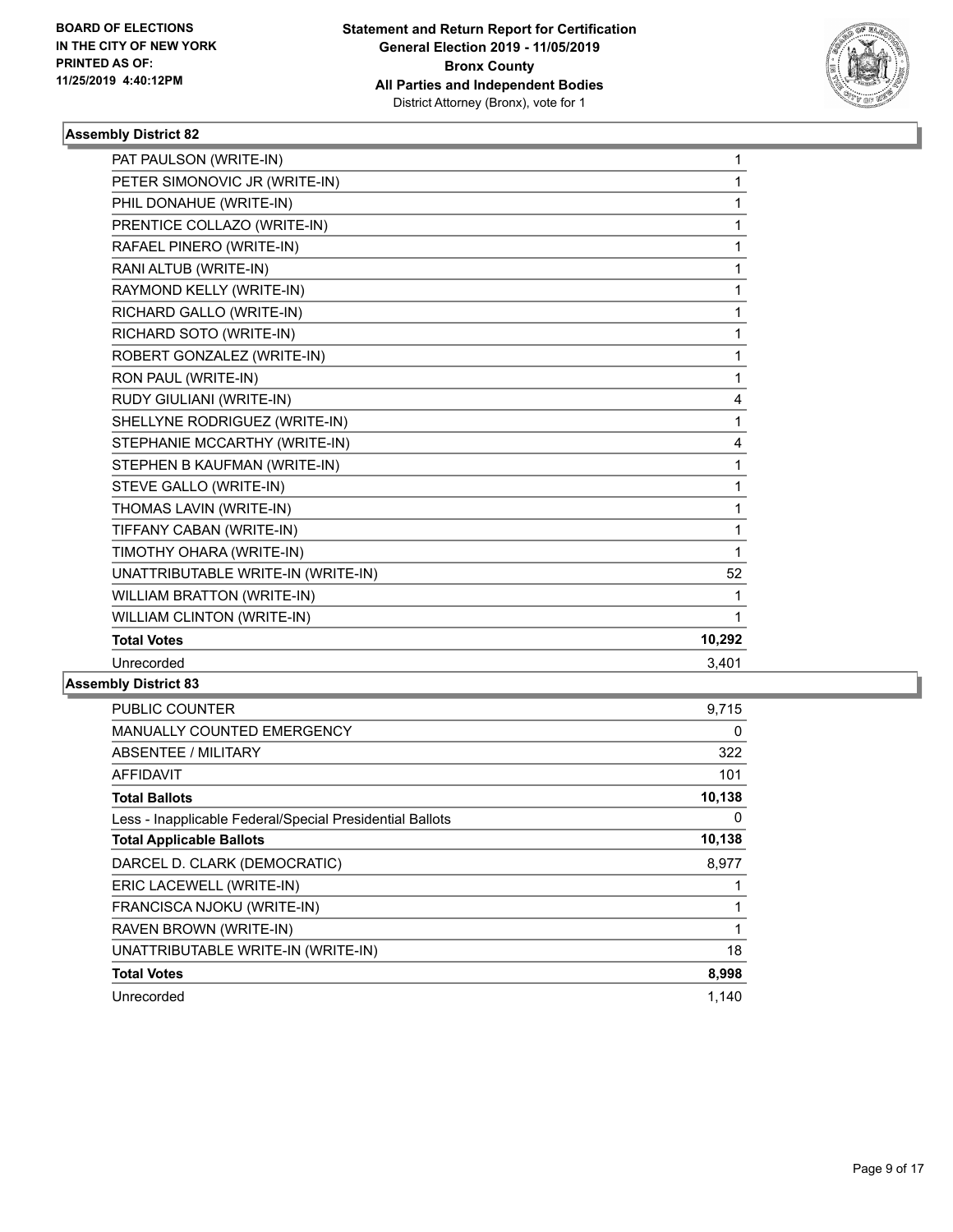**BOARD OF ELECTIONS IN THE CITY OF NEW YORK PRINTED AS OF: 11/25/2019 4:40:12PM**

**Statement and Return Report for Certification General Election 2019 - 11/05/2019 Bronx County All Parties and Independent Bodies**
District Attorney (Bronx), vote for 1

### Assembly District 82

| | |
|---|---|
| PAT PAULSON (WRITE-IN) | 1 |
| PETER SIMONOVIC JR (WRITE-IN) | 1 |
| PHIL DONAHUE (WRITE-IN) | 1 |
| PRENTICE COLLAZO (WRITE-IN) | 1 |
| RAFAEL PINERO (WRITE-IN) | 1 |
| RANI ALTUB (WRITE-IN) | 1 |
| RAYMOND KELLY (WRITE-IN) | 1 |
| RICHARD GALLO (WRITE-IN) | 1 |
| RICHARD SOTO (WRITE-IN) | 1 |
| ROBERT GONZALEZ (WRITE-IN) | 1 |
| RON PAUL (WRITE-IN) | 1 |
| RUDY GIULIANI (WRITE-IN) | 4 |
| SHELLYNE RODRIGUEZ (WRITE-IN) | 1 |
| STEPHANIE MCCARTHY (WRITE-IN) | 4 |
| STEPHEN B KAUFMAN (WRITE-IN) | 1 |
| STEVE GALLO (WRITE-IN) | 1 |
| THOMAS LAVIN (WRITE-IN) | 1 |
| TIFFANY CABAN (WRITE-IN) | 1 |
| TIMOTHY OHARA (WRITE-IN) | 1 |
| UNATTRIBUTABLE WRITE-IN (WRITE-IN) | 52 |
| WILLIAM BRATTON (WRITE-IN) | 1 |
| WILLIAM CLINTON (WRITE-IN) | 1 |
| **Total Votes** | **10,292** |
| Unrecorded | 3,401 |

### Assembly District 83

| | |
|---|---|
| PUBLIC COUNTER | 9,715 |
| MANUALLY COUNTED EMERGENCY | 0 |
| ABSENTEE / MILITARY | 322 |
| AFFIDAVIT | 101 |
| **Total Ballots** | **10,138** |
| Less - Inapplicable Federal/Special Presidential Ballots | 0 |
| **Total Applicable Ballots** | **10,138** |
| DARCEL D. CLARK (DEMOCRATIC) | 8,977 |
| ERIC LACEWELL (WRITE-IN) | 1 |
| FRANCISCA NJOKU (WRITE-IN) | 1 |
| RAVEN BROWN (WRITE-IN) | 1 |
| UNATTRIBUTABLE WRITE-IN (WRITE-IN) | 18 |
| **Total Votes** | **8,998** |
| Unrecorded | 1,140 |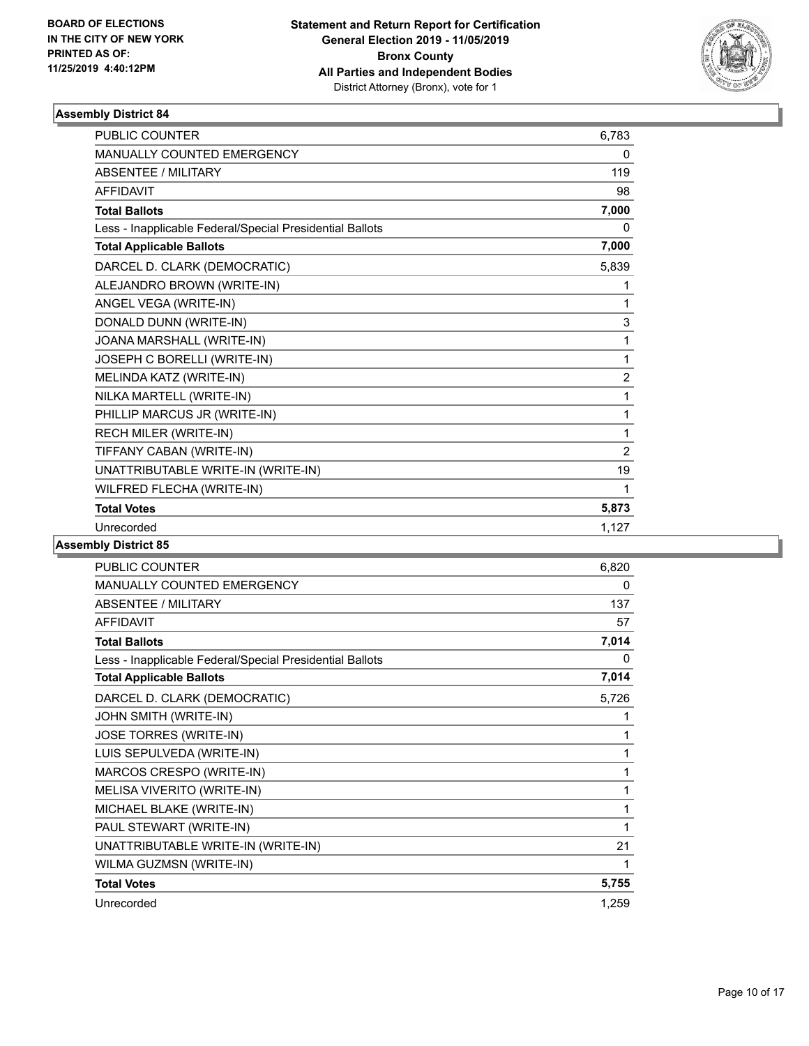BOARD OF ELECTIONS
IN THE CITY OF NEW YORK
PRINTED AS OF:
11/25/2019 4:40:12PM

**Statement and Return Report for Certification**
**General Election 2019 - 11/05/2019**
**Bronx County**
**All Parties and Independent Bodies**
District Attorney (Bronx), vote for 1

### Assembly District 84

| | |
|---|---|
| PUBLIC COUNTER | 6,783 |
| MANUALLY COUNTED EMERGENCY | 0 |
| ABSENTEE / MILITARY | 119 |
| AFFIDAVIT | 98 |
| **Total Ballots** | **7,000** |
| Less - Inapplicable Federal/Special Presidential Ballots | 0 |
| **Total Applicable Ballots** | **7,000** |
| DARCEL D. CLARK (DEMOCRATIC) | 5,839 |
| ALEJANDRO BROWN (WRITE-IN) | 1 |
| ANGEL VEGA (WRITE-IN) | 1 |
| DONALD DUNN (WRITE-IN) | 3 |
| JOANA MARSHALL (WRITE-IN) | 1 |
| JOSEPH C BORELLI (WRITE-IN) | 1 |
| MELINDA KATZ (WRITE-IN) | 2 |
| NILKA MARTELL (WRITE-IN) | 1 |
| PHILLIP MARCUS JR (WRITE-IN) | 1 |
| RECH MILER (WRITE-IN) | 1 |
| TIFFANY CABAN (WRITE-IN) | 2 |
| UNATTRIBUTABLE WRITE-IN (WRITE-IN) | 19 |
| WILFRED FLECHA (WRITE-IN) | 1 |
| **Total Votes** | **5,873** |
| Unrecorded | 1,127 |

### Assembly District 85

| | |
|---|---|
| PUBLIC COUNTER | 6,820 |
| MANUALLY COUNTED EMERGENCY | 0 |
| ABSENTEE / MILITARY | 137 |
| AFFIDAVIT | 57 |
| **Total Ballots** | **7,014** |
| Less - Inapplicable Federal/Special Presidential Ballots | 0 |
| **Total Applicable Ballots** | **7,014** |
| DARCEL D. CLARK (DEMOCRATIC) | 5,726 |
| JOHN SMITH (WRITE-IN) | 1 |
| JOSE TORRES (WRITE-IN) | 1 |
| LUIS SEPULVEDA (WRITE-IN) | 1 |
| MARCOS CRESPO (WRITE-IN) | 1 |
| MELISA VIVERITO (WRITE-IN) | 1 |
| MICHAEL BLAKE (WRITE-IN) | 1 |
| PAUL STEWART (WRITE-IN) | 1 |
| UNATTRIBUTABLE WRITE-IN (WRITE-IN) | 21 |
| WILMA GUZMSN (WRITE-IN) | 1 |
| **Total Votes** | **5,755** |
| Unrecorded | 1,259 |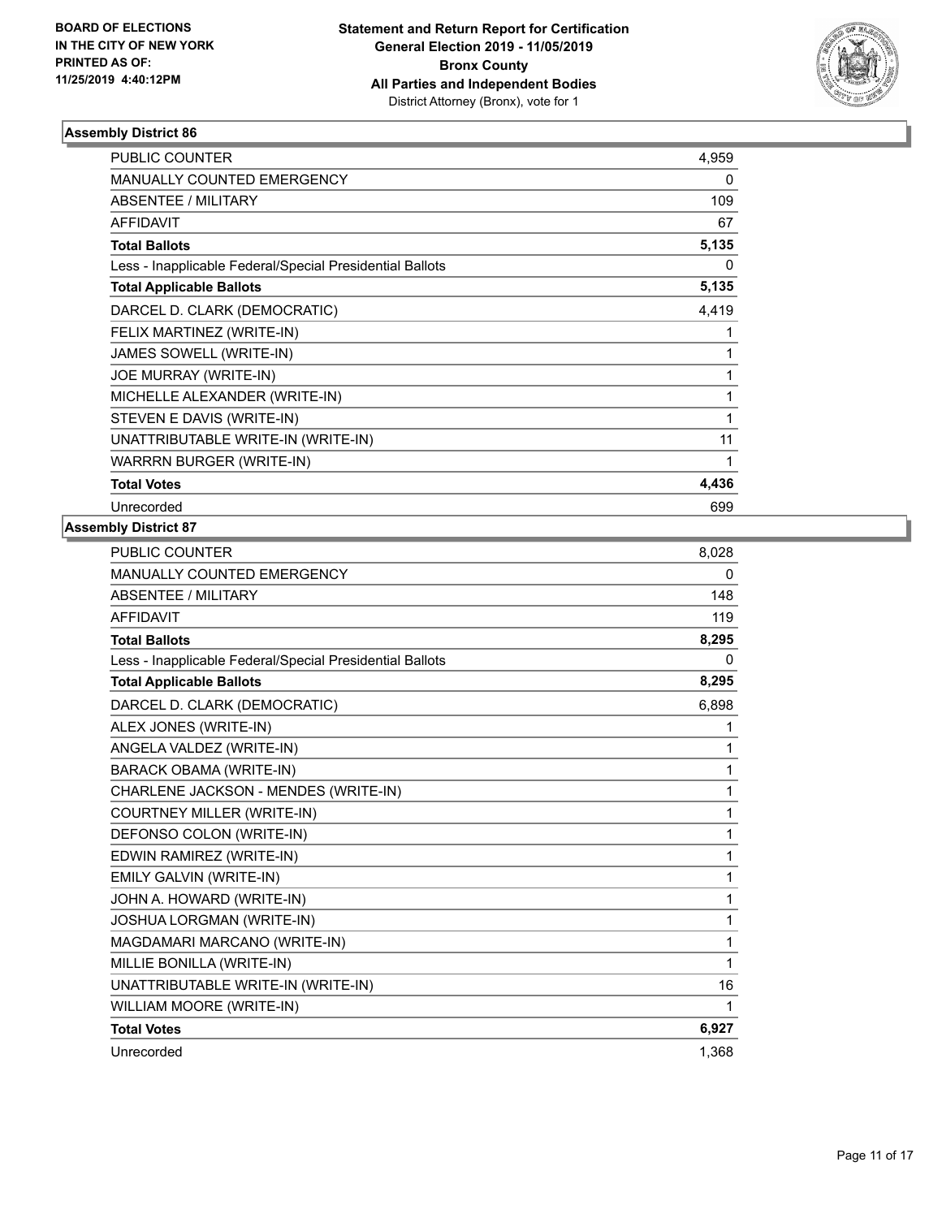BOARD OF ELECTIONS
IN THE CITY OF NEW YORK
PRINTED AS OF:
11/25/2019 4:40:12PM

**Statement and Return Report for Certification**
**General Election 2019 - 11/05/2019**
**Bronx County**
**All Parties and Independent Bodies**
District Attorney (Bronx), vote for 1

### Assembly District 86

| | |
|---|---|
| PUBLIC COUNTER | 4,959 |
| MANUALLY COUNTED EMERGENCY | 0 |
| ABSENTEE / MILITARY | 109 |
| AFFIDAVIT | 67 |
| **Total Ballots** | **5,135** |
| Less - Inapplicable Federal/Special Presidential Ballots | 0 |
| **Total Applicable Ballots** | **5,135** |
| DARCEL D. CLARK (DEMOCRATIC) | 4,419 |
| FELIX MARTINEZ (WRITE-IN) | 1 |
| JAMES SOWELL (WRITE-IN) | 1 |
| JOE MURRAY (WRITE-IN) | 1 |
| MICHELLE ALEXANDER (WRITE-IN) | 1 |
| STEVEN E DAVIS (WRITE-IN) | 1 |
| UNATTRIBUTABLE WRITE-IN (WRITE-IN) | 11 |
| WARRRN BURGER (WRITE-IN) | 1 |
| **Total Votes** | **4,436** |
| Unrecorded | 699 |

### Assembly District 87

| | |
|---|---|
| PUBLIC COUNTER | 8,028 |
| MANUALLY COUNTED EMERGENCY | 0 |
| ABSENTEE / MILITARY | 148 |
| AFFIDAVIT | 119 |
| **Total Ballots** | **8,295** |
| Less - Inapplicable Federal/Special Presidential Ballots | 0 |
| **Total Applicable Ballots** | **8,295** |
| DARCEL D. CLARK (DEMOCRATIC) | 6,898 |
| ALEX JONES (WRITE-IN) | 1 |
| ANGELA VALDEZ (WRITE-IN) | 1 |
| BARACK OBAMA (WRITE-IN) | 1 |
| CHARLENE JACKSON - MENDES (WRITE-IN) | 1 |
| COURTNEY MILLER (WRITE-IN) | 1 |
| DEFONSO COLON (WRITE-IN) | 1 |
| EDWIN RAMIREZ (WRITE-IN) | 1 |
| EMILY GALVIN (WRITE-IN) | 1 |
| JOHN A. HOWARD (WRITE-IN) | 1 |
| JOSHUA LORGMAN (WRITE-IN) | 1 |
| MAGDAMARI MARCANO (WRITE-IN) | 1 |
| MILLIE BONILLA (WRITE-IN) | 1 |
| UNATTRIBUTABLE WRITE-IN (WRITE-IN) | 16 |
| WILLIAM MOORE (WRITE-IN) | 1 |
| **Total Votes** | **6,927** |
| Unrecorded | 1,368 |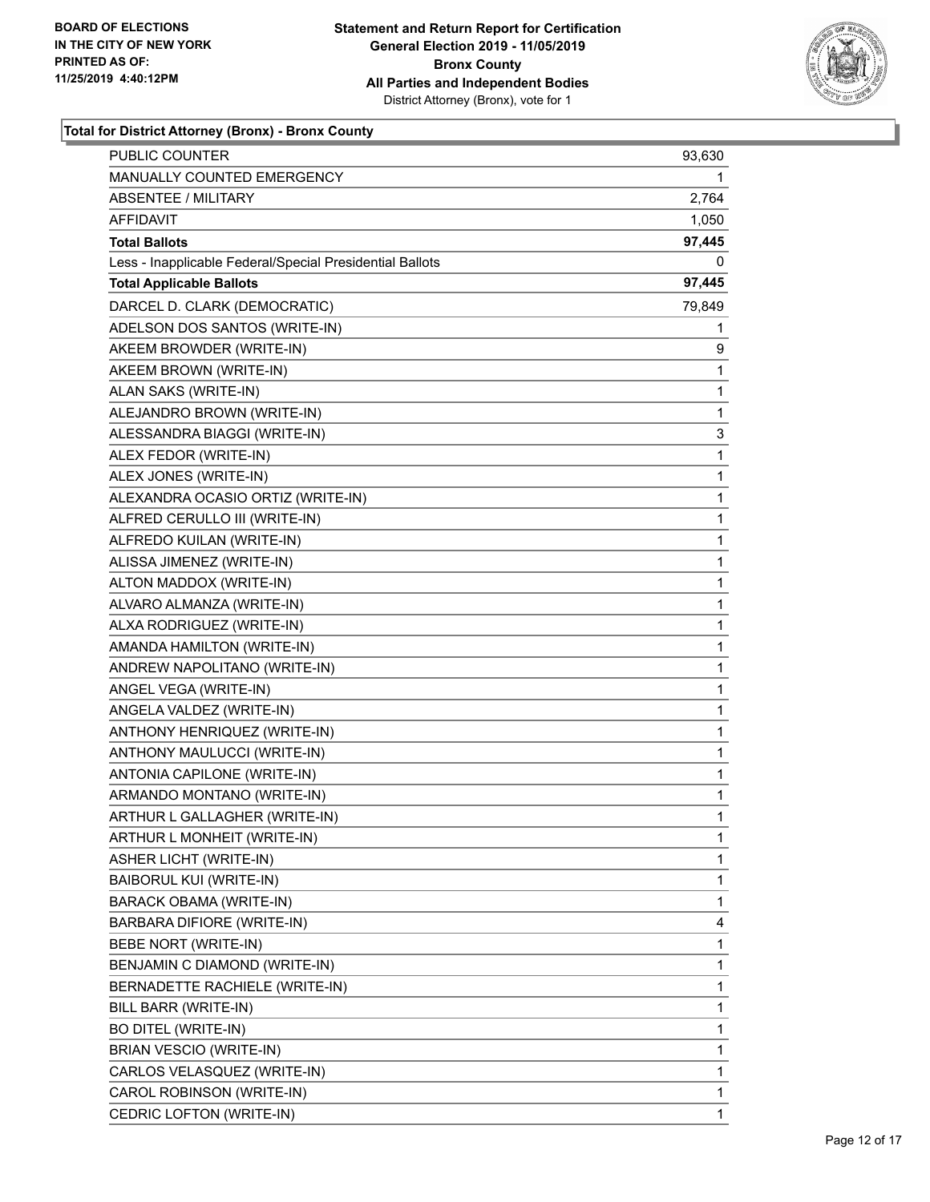BOARD OF ELECTIONS
IN THE CITY OF NEW YORK
PRINTED AS OF:
11/25/2019 4:40:12PM

**Statement and Return Report for Certification**
**General Election 2019 - 11/05/2019**
**Bronx County**
**All Parties and Independent Bodies**
District Attorney (Bronx), vote for 1

### Total for District Attorney (Bronx) - Bronx County

| | |
|---|---|
| PUBLIC COUNTER | 93,630 |
| MANUALLY COUNTED EMERGENCY | 1 |
| ABSENTEE / MILITARY | 2,764 |
| AFFIDAVIT | 1,050 |
| **Total Ballots** | **97,445** |
| Less - Inapplicable Federal/Special Presidential Ballots | 0 |
| **Total Applicable Ballots** | **97,445** |
| DARCEL D. CLARK (DEMOCRATIC) | 79,849 |
| ADELSON DOS SANTOS (WRITE-IN) | 1 |
| AKEEM BROWDER (WRITE-IN) | 9 |
| AKEEM BROWN (WRITE-IN) | 1 |
| ALAN SAKS (WRITE-IN) | 1 |
| ALEJANDRO BROWN (WRITE-IN) | 1 |
| ALESSANDRA BIAGGI (WRITE-IN) | 3 |
| ALEX FEDOR (WRITE-IN) | 1 |
| ALEX JONES (WRITE-IN) | 1 |
| ALEXANDRA OCASIO ORTIZ (WRITE-IN) | 1 |
| ALFRED CERULLO III (WRITE-IN) | 1 |
| ALFREDO KUILAN (WRITE-IN) | 1 |
| ALISSA JIMENEZ (WRITE-IN) | 1 |
| ALTON MADDOX (WRITE-IN) | 1 |
| ALVARO ALMANZA (WRITE-IN) | 1 |
| ALXA RODRIGUEZ (WRITE-IN) | 1 |
| AMANDA HAMILTON (WRITE-IN) | 1 |
| ANDREW NAPOLITANO (WRITE-IN) | 1 |
| ANGEL VEGA (WRITE-IN) | 1 |
| ANGELA VALDEZ (WRITE-IN) | 1 |
| ANTHONY HENRIQUEZ (WRITE-IN) | 1 |
| ANTHONY MAULUCCI (WRITE-IN) | 1 |
| ANTONIA CAPILONE (WRITE-IN) | 1 |
| ARMANDO MONTANO (WRITE-IN) | 1 |
| ARTHUR L GALLAGHER (WRITE-IN) | 1 |
| ARTHUR L MONHEIT (WRITE-IN) | 1 |
| ASHER LICHT (WRITE-IN) | 1 |
| BAIBORUL KUI (WRITE-IN) | 1 |
| BARACK OBAMA (WRITE-IN) | 1 |
| BARBARA DIFIORE (WRITE-IN) | 4 |
| BEBE NORT (WRITE-IN) | 1 |
| BENJAMIN C DIAMOND (WRITE-IN) | 1 |
| BERNADETTE RACHIELE (WRITE-IN) | 1 |
| BILL BARR (WRITE-IN) | 1 |
| BO DITEL (WRITE-IN) | 1 |
| BRIAN VESCIO (WRITE-IN) | 1 |
| CARLOS VELASQUEZ (WRITE-IN) | 1 |
| CAROL ROBINSON (WRITE-IN) | 1 |
| CEDRIC LOFTON (WRITE-IN) | 1 |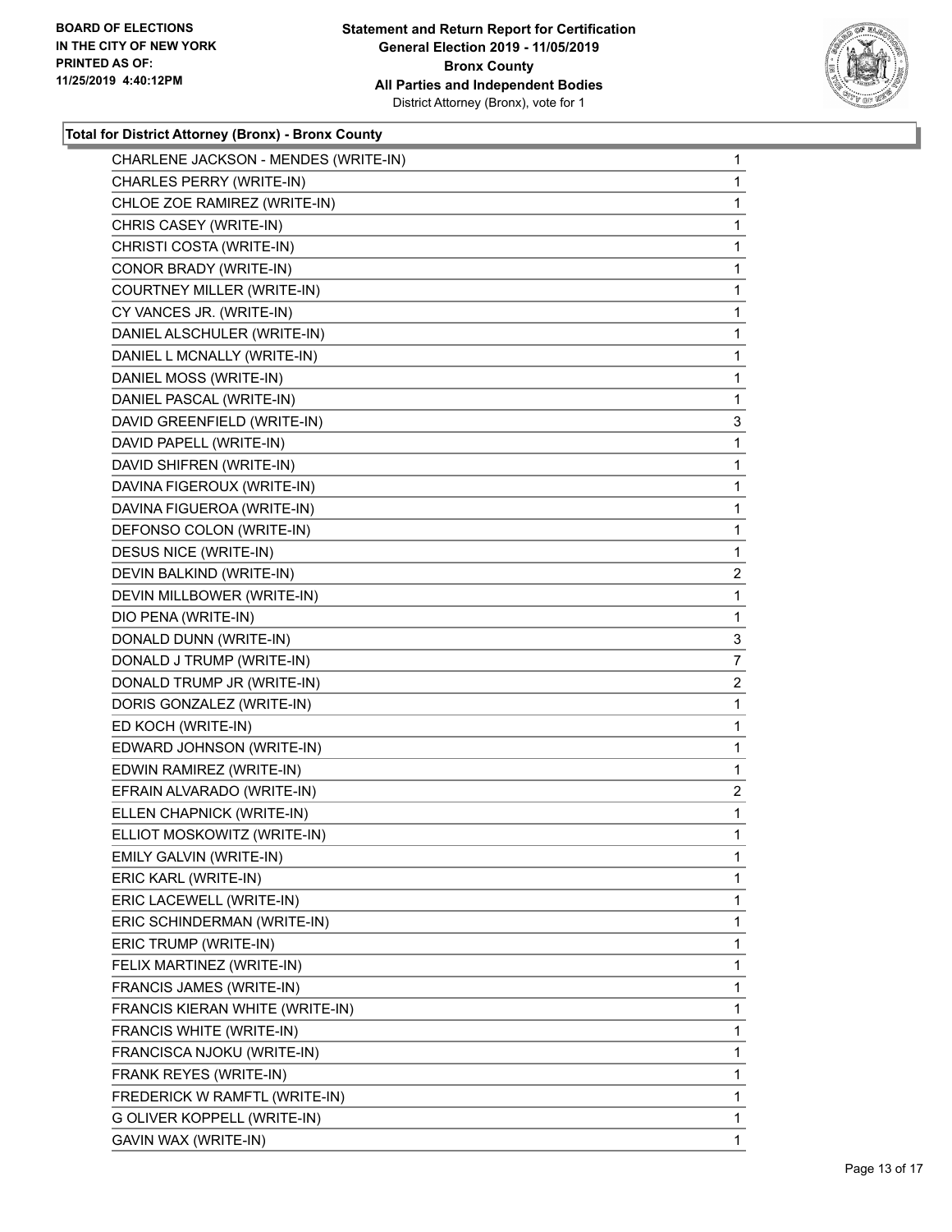**Total for District Attorney (Bronx) - Bronx County**

| Candidate | Votes |
|---|---|
| CHARLENE JACKSON - MENDES (WRITE-IN) | 1 |
| CHARLES PERRY (WRITE-IN) | 1 |
| CHLOE ZOE RAMIREZ (WRITE-IN) | 1 |
| CHRIS CASEY (WRITE-IN) | 1 |
| CHRISTI COSTA (WRITE-IN) | 1 |
| CONOR BRADY (WRITE-IN) | 1 |
| COURTNEY MILLER (WRITE-IN) | 1 |
| CY VANCES JR. (WRITE-IN) | 1 |
| DANIEL ALSCHULER (WRITE-IN) | 1 |
| DANIEL L MCNALLY (WRITE-IN) | 1 |
| DANIEL MOSS (WRITE-IN) | 1 |
| DANIEL PASCAL (WRITE-IN) | 1 |
| DAVID GREENFIELD (WRITE-IN) | 3 |
| DAVID PAPELL (WRITE-IN) | 1 |
| DAVID SHIFREN (WRITE-IN) | 1 |
| DAVINA FIGEROUX (WRITE-IN) | 1 |
| DAVINA FIGUEROA (WRITE-IN) | 1 |
| DEFONSO COLON (WRITE-IN) | 1 |
| DESUS NICE (WRITE-IN) | 1 |
| DEVIN BALKIND (WRITE-IN) | 2 |
| DEVIN MILLBOWER (WRITE-IN) | 1 |
| DIO PENA (WRITE-IN) | 1 |
| DONALD DUNN (WRITE-IN) | 3 |
| DONALD J TRUMP (WRITE-IN) | 7 |
| DONALD TRUMP JR (WRITE-IN) | 2 |
| DORIS GONZALEZ (WRITE-IN) | 1 |
| ED KOCH (WRITE-IN) | 1 |
| EDWARD JOHNSON (WRITE-IN) | 1 |
| EDWIN RAMIREZ (WRITE-IN) | 1 |
| EFRAIN ALVARADO (WRITE-IN) | 2 |
| ELLEN CHAPNICK (WRITE-IN) | 1 |
| ELLIOT MOSKOWITZ (WRITE-IN) | 1 |
| EMILY GALVIN (WRITE-IN) | 1 |
| ERIC KARL (WRITE-IN) | 1 |
| ERIC LACEWELL (WRITE-IN) | 1 |
| ERIC SCHINDERMAN (WRITE-IN) | 1 |
| ERIC TRUMP (WRITE-IN) | 1 |
| FELIX MARTINEZ (WRITE-IN) | 1 |
| FRANCIS JAMES (WRITE-IN) | 1 |
| FRANCIS KIERAN WHITE (WRITE-IN) | 1 |
| FRANCIS WHITE (WRITE-IN) | 1 |
| FRANCISCA NJOKU (WRITE-IN) | 1 |
| FRANK REYES (WRITE-IN) | 1 |
| FREDERICK W RAMFTL (WRITE-IN) | 1 |
| G OLIVER KOPPELL (WRITE-IN) | 1 |
| GAVIN WAX (WRITE-IN) | 1 |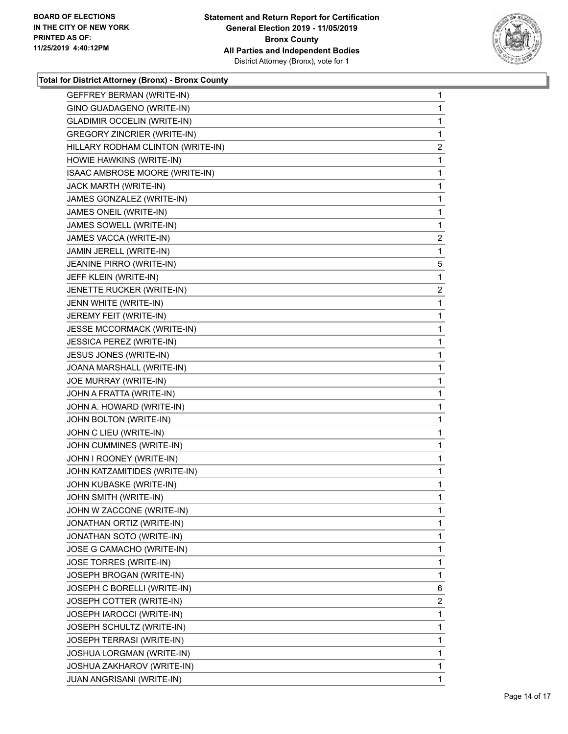### Total for District Attorney (Bronx) - Bronx County

| Candidate | Votes |
|---|---|
| GEFFREY BERMAN (WRITE-IN) | 1 |
| GINO GUADAGENO (WRITE-IN) | 1 |
| GLADIMIR OCCELIN (WRITE-IN) | 1 |
| GREGORY ZINCRIER (WRITE-IN) | 1 |
| HILLARY RODHAM CLINTON (WRITE-IN) | 2 |
| HOWIE HAWKINS (WRITE-IN) | 1 |
| ISAAC AMBROSE MOORE (WRITE-IN) | 1 |
| JACK MARTH (WRITE-IN) | 1 |
| JAMES GONZALEZ (WRITE-IN) | 1 |
| JAMES ONEIL (WRITE-IN) | 1 |
| JAMES SOWELL (WRITE-IN) | 1 |
| JAMES VACCA (WRITE-IN) | 2 |
| JAMIN JERELL (WRITE-IN) | 1 |
| JEANINE PIRRO (WRITE-IN) | 5 |
| JEFF KLEIN (WRITE-IN) | 1 |
| JENETTE RUCKER (WRITE-IN) | 2 |
| JENN WHITE (WRITE-IN) | 1 |
| JEREMY FEIT (WRITE-IN) | 1 |
| JESSE MCCORMACK (WRITE-IN) | 1 |
| JESSICA PEREZ (WRITE-IN) | 1 |
| JESUS JONES (WRITE-IN) | 1 |
| JOANA MARSHALL (WRITE-IN) | 1 |
| JOE MURRAY (WRITE-IN) | 1 |
| JOHN A FRATTA (WRITE-IN) | 1 |
| JOHN A. HOWARD (WRITE-IN) | 1 |
| JOHN BOLTON (WRITE-IN) | 1 |
| JOHN C LIEU (WRITE-IN) | 1 |
| JOHN CUMMINES (WRITE-IN) | 1 |
| JOHN I ROONEY (WRITE-IN) | 1 |
| JOHN KATZAMITIDES (WRITE-IN) | 1 |
| JOHN KUBASKE (WRITE-IN) | 1 |
| JOHN SMITH (WRITE-IN) | 1 |
| JOHN W ZACCONE (WRITE-IN) | 1 |
| JONATHAN ORTIZ (WRITE-IN) | 1 |
| JONATHAN SOTO (WRITE-IN) | 1 |
| JOSE G CAMACHO (WRITE-IN) | 1 |
| JOSE TORRES (WRITE-IN) | 1 |
| JOSEPH BROGAN (WRITE-IN) | 1 |
| JOSEPH C BORELLI (WRITE-IN) | 6 |
| JOSEPH COTTER (WRITE-IN) | 2 |
| JOSEPH IAROCCI (WRITE-IN) | 1 |
| JOSEPH SCHULTZ (WRITE-IN) | 1 |
| JOSEPH TERRASI (WRITE-IN) | 1 |
| JOSHUA LORGMAN (WRITE-IN) | 1 |
| JOSHUA ZAKHAROV (WRITE-IN) | 1 |
| JUAN ANGRISANI (WRITE-IN) | 1 |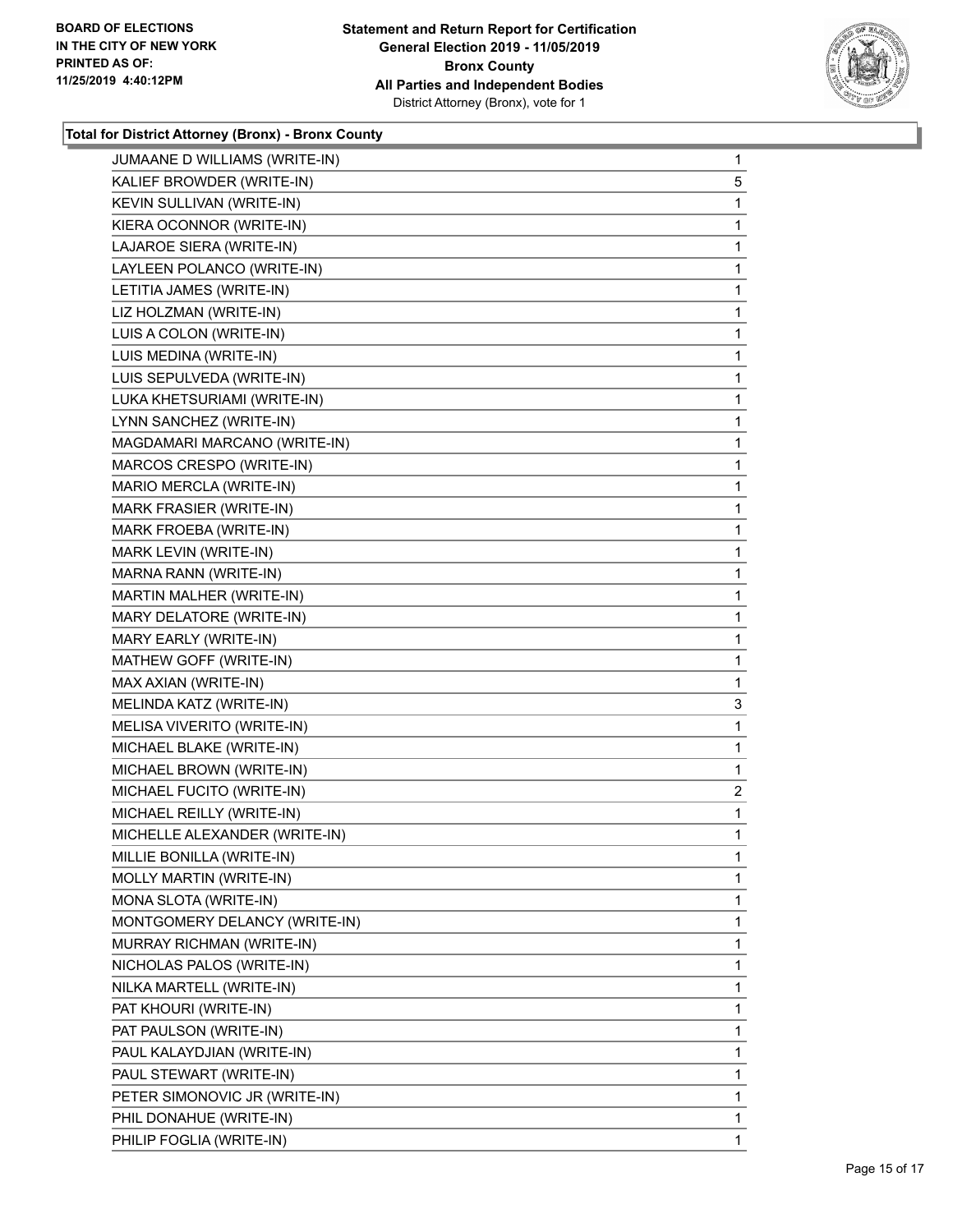**Total for District Attorney (Bronx) - Bronx County**

| Candidate | Votes |
|---|---|
| JUMAANE D WILLIAMS (WRITE-IN) | 1 |
| KALIEF BROWDER (WRITE-IN) | 5 |
| KEVIN SULLIVAN (WRITE-IN) | 1 |
| KIERA OCONNOR (WRITE-IN) | 1 |
| LAJAROE SIERA (WRITE-IN) | 1 |
| LAYLEEN POLANCO (WRITE-IN) | 1 |
| LETITIA JAMES (WRITE-IN) | 1 |
| LIZ HOLZMAN (WRITE-IN) | 1 |
| LUIS A COLON (WRITE-IN) | 1 |
| LUIS MEDINA (WRITE-IN) | 1 |
| LUIS SEPULVEDA (WRITE-IN) | 1 |
| LUKA KHETSURIAMI (WRITE-IN) | 1 |
| LYNN SANCHEZ (WRITE-IN) | 1 |
| MAGDAMARI MARCANO (WRITE-IN) | 1 |
| MARCOS CRESPO (WRITE-IN) | 1 |
| MARIO MERCLA (WRITE-IN) | 1 |
| MARK FRASIER (WRITE-IN) | 1 |
| MARK FROEBA (WRITE-IN) | 1 |
| MARK LEVIN (WRITE-IN) | 1 |
| MARNA RANN (WRITE-IN) | 1 |
| MARTIN MALHER (WRITE-IN) | 1 |
| MARY DELATORE (WRITE-IN) | 1 |
| MARY EARLY (WRITE-IN) | 1 |
| MATHEW GOFF (WRITE-IN) | 1 |
| MAX AXIAN (WRITE-IN) | 1 |
| MELINDA KATZ (WRITE-IN) | 3 |
| MELISA VIVERITO (WRITE-IN) | 1 |
| MICHAEL BLAKE (WRITE-IN) | 1 |
| MICHAEL BROWN (WRITE-IN) | 1 |
| MICHAEL FUCITO (WRITE-IN) | 2 |
| MICHAEL REILLY (WRITE-IN) | 1 |
| MICHELLE ALEXANDER (WRITE-IN) | 1 |
| MILLIE BONILLA (WRITE-IN) | 1 |
| MOLLY MARTIN (WRITE-IN) | 1 |
| MONA SLOTA (WRITE-IN) | 1 |
| MONTGOMERY DELANCY (WRITE-IN) | 1 |
| MURRAY RICHMAN (WRITE-IN) | 1 |
| NICHOLAS PALOS (WRITE-IN) | 1 |
| NILKA MARTELL (WRITE-IN) | 1 |
| PAT KHOURI (WRITE-IN) | 1 |
| PAT PAULSON (WRITE-IN) | 1 |
| PAUL KALAYDJIAN (WRITE-IN) | 1 |
| PAUL STEWART (WRITE-IN) | 1 |
| PETER SIMONOVIC JR (WRITE-IN) | 1 |
| PHIL DONAHUE (WRITE-IN) | 1 |
| PHILIP FOGLIA (WRITE-IN) | 1 |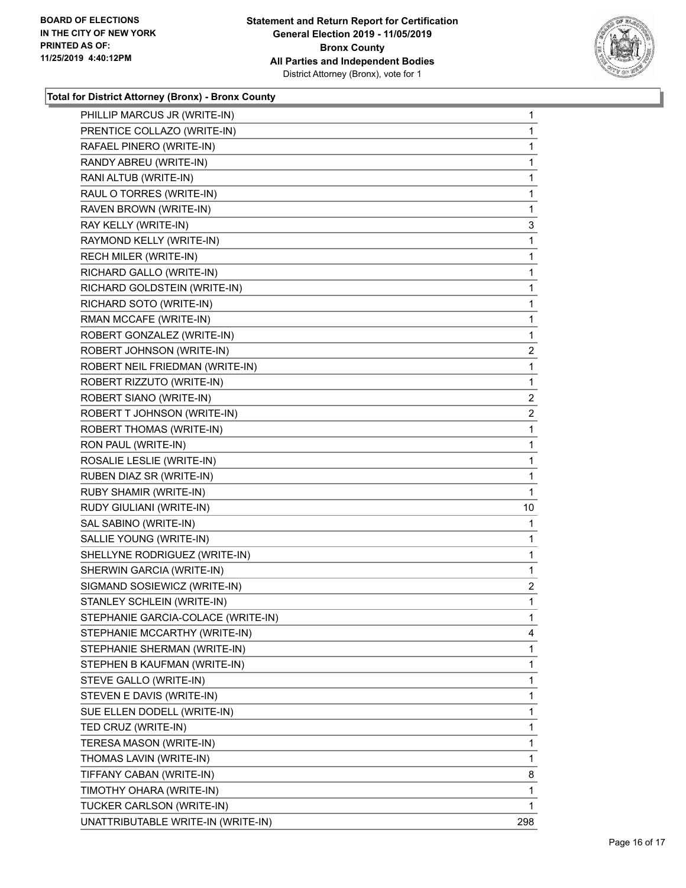### Total for District Attorney (Bronx) - Bronx County

| | |
|---|---|
| PHILLIP MARCUS JR (WRITE-IN) | 1 |
| PRENTICE COLLAZO (WRITE-IN) | 1 |
| RAFAEL PINERO (WRITE-IN) | 1 |
| RANDY ABREU (WRITE-IN) | 1 |
| RANI ALTUB (WRITE-IN) | 1 |
| RAUL O TORRES (WRITE-IN) | 1 |
| RAVEN BROWN (WRITE-IN) | 1 |
| RAY KELLY (WRITE-IN) | 3 |
| RAYMOND KELLY (WRITE-IN) | 1 |
| RECH MILER (WRITE-IN) | 1 |
| RICHARD GALLO (WRITE-IN) | 1 |
| RICHARD GOLDSTEIN (WRITE-IN) | 1 |
| RICHARD SOTO (WRITE-IN) | 1 |
| RMAN MCCAFE (WRITE-IN) | 1 |
| ROBERT GONZALEZ (WRITE-IN) | 1 |
| ROBERT JOHNSON (WRITE-IN) | 2 |
| ROBERT NEIL FRIEDMAN (WRITE-IN) | 1 |
| ROBERT RIZZUTO (WRITE-IN) | 1 |
| ROBERT SIANO (WRITE-IN) | 2 |
| ROBERT T JOHNSON (WRITE-IN) | 2 |
| ROBERT THOMAS (WRITE-IN) | 1 |
| RON PAUL (WRITE-IN) | 1 |
| ROSALIE LESLIE (WRITE-IN) | 1 |
| RUBEN DIAZ SR (WRITE-IN) | 1 |
| RUBY SHAMIR (WRITE-IN) | 1 |
| RUDY GIULIANI (WRITE-IN) | 10 |
| SAL SABINO (WRITE-IN) | 1 |
| SALLIE YOUNG (WRITE-IN) | 1 |
| SHELLYNE RODRIGUEZ (WRITE-IN) | 1 |
| SHERWIN GARCIA (WRITE-IN) | 1 |
| SIGMAND SOSIEWICZ (WRITE-IN) | 2 |
| STANLEY SCHLEIN (WRITE-IN) | 1 |
| STEPHANIE GARCIA-COLACE (WRITE-IN) | 1 |
| STEPHANIE MCCARTHY (WRITE-IN) | 4 |
| STEPHANIE SHERMAN (WRITE-IN) | 1 |
| STEPHEN B KAUFMAN (WRITE-IN) | 1 |
| STEVE GALLO (WRITE-IN) | 1 |
| STEVEN E DAVIS (WRITE-IN) | 1 |
| SUE ELLEN DODELL (WRITE-IN) | 1 |
| TED CRUZ (WRITE-IN) | 1 |
| TERESA MASON (WRITE-IN) | 1 |
| THOMAS LAVIN (WRITE-IN) | 1 |
| TIFFANY CABAN (WRITE-IN) | 8 |
| TIMOTHY OHARA (WRITE-IN) | 1 |
| TUCKER CARLSON (WRITE-IN) | 1 |
| UNATTRIBUTABLE WRITE-IN (WRITE-IN) | 298 |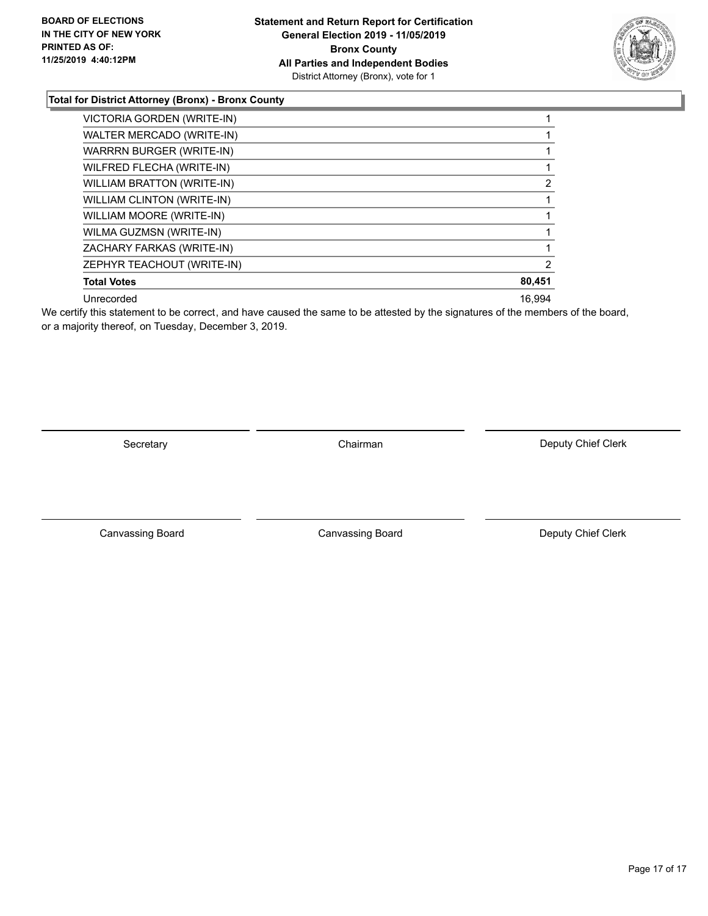**BOARD OF ELECTIONS IN THE CITY OF NEW YORK PRINTED AS OF: 11/25/2019 4:40:12PM**

**Statement and Return Report for Certification General Election 2019 - 11/05/2019 Bronx County All Parties and Independent Bodies**
District Attorney (Bronx), vote for 1

**Total for District Attorney (Bronx) - Bronx County**

| | |
|---|---|
| VICTORIA GORDEN (WRITE-IN) | 1 |
| WALTER MERCADO (WRITE-IN) | 1 |
| WARRRN BURGER (WRITE-IN) | 1 |
| WILFRED FLECHA (WRITE-IN) | 1 |
| WILLIAM BRATTON (WRITE-IN) | 2 |
| WILLIAM CLINTON (WRITE-IN) | 1 |
| WILLIAM MOORE (WRITE-IN) | 1 |
| WILMA GUZMSN (WRITE-IN) | 1 |
| ZACHARY FARKAS (WRITE-IN) | 1 |
| ZEPHYR TEACHOUT (WRITE-IN) | 2 |
| **Total Votes** | **80,451** |
| Unrecorded | 16,994 |

We certify this statement to be correct, and have caused the same to be attested by the signatures of the members of the board, or a majority thereof, on Tuesday, December 3, 2019.

Secretary

Chairman

Deputy Chief Clerk

Canvassing Board

Canvassing Board

Deputy Chief Clerk